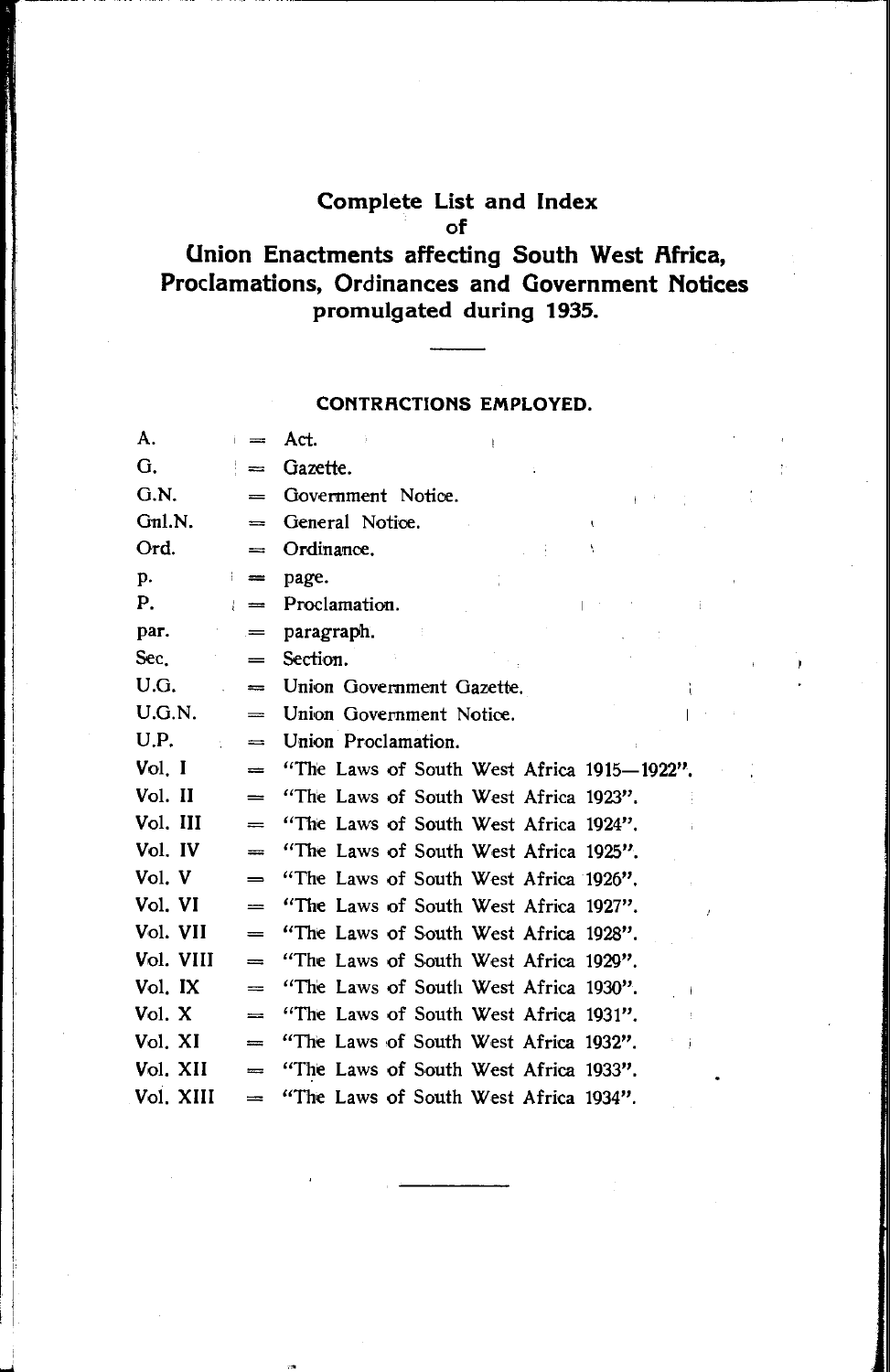# Complete List and Index of Union Enactments affecting South West Africa, Proclamations, Ordinances and Government Notices promulgated during 1935.

## CONTRACTIONS EMPLOYED.

| | | |
|---|---|---|
| A. | = | Act. |
| G. | = | Gazette. |
| G.N. | = | Government Notice. |
| Gnl.N. | = | General Notice. |
| Ord. | = | Ordinance. |
| p. | = | page. |
| P. | = | Proclamation. |
| par. | = | paragraph. |
| Sec. | = | Section. |
| U.G. | = | Union Government Gazette. |
| U.G.N. | = | Union Government Notice. |
| U.P. | = | Union Proclamation. |
| Vol. I | = | "The Laws of South West Africa 1915—1922". |
| Vol. II | = | "The Laws of South West Africa 1923". |
| Vol. III | = | "The Laws of South West Africa 1924". |
| Vol. IV | = | "The Laws of South West Africa 1925". |
| Vol. V | = | "The Laws of South West Africa 1926". |
| Vol. VI | = | "The Laws of South West Africa 1927". |
| Vol. VII | = | "The Laws of South West Africa 1928". |
| Vol. VIII | = | "The Laws of South West Africa 1929". |
| Vol. IX | = | "The Laws of South West Africa 1930". |
| Vol. X | = | "The Laws of South West Africa 1931". |
| Vol. XI | = | "The Laws of South West Africa 1932". |
| Vol. XII | = | "The Laws of South West Africa 1933". |
| Vol. XIII | = | "The Laws of South West Africa 1934". |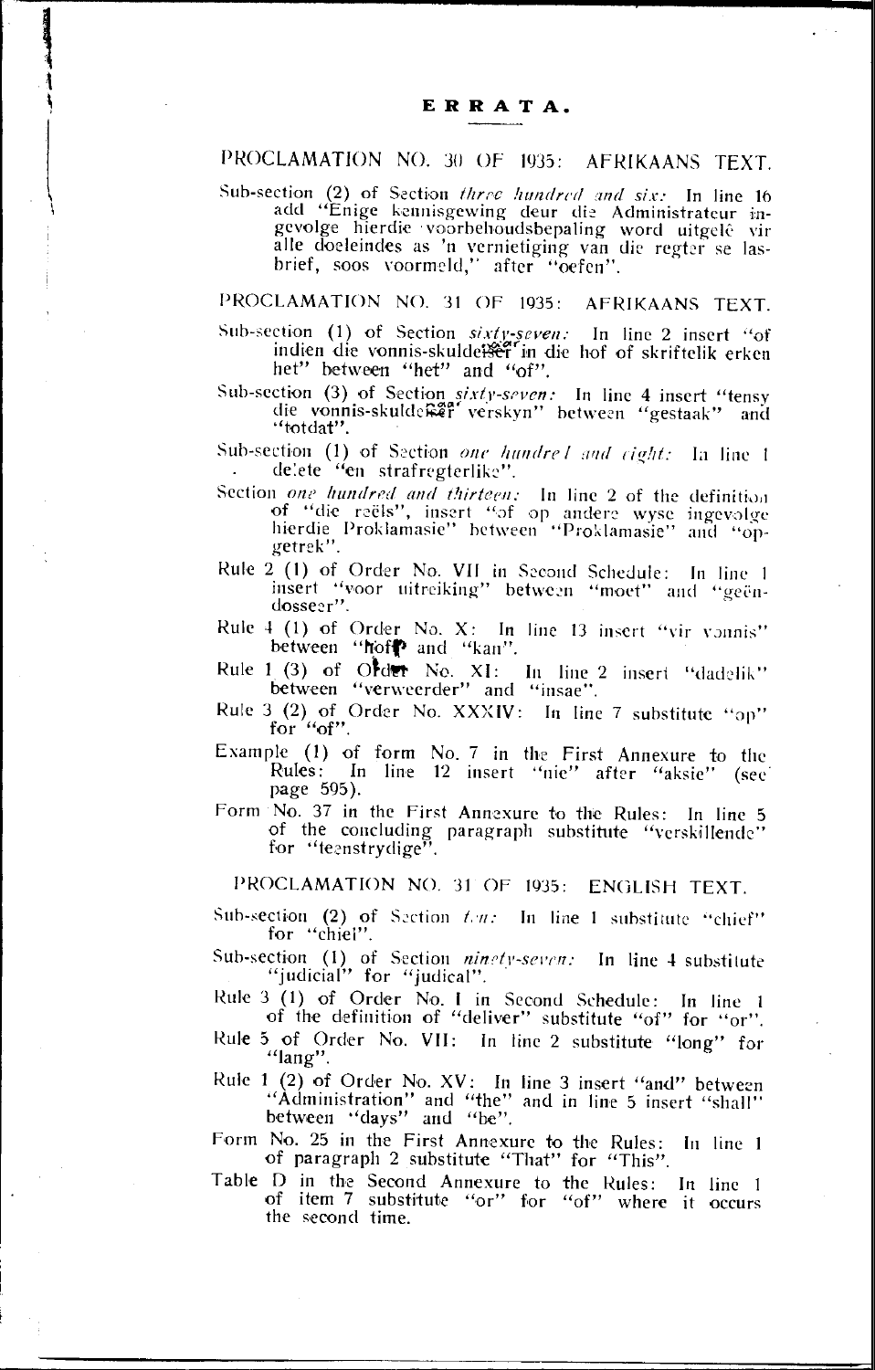# ERRATA.

## PROCLAMATION NO. 30 OF 1935: AFRIKAANS TEXT.

Sub-section (2) of Section *three hundred and six:* In line 16 add "Enige kennisgewing deur die Administrateur ingevolge hierdie voorbehoudsbepaling word uitgelê vir alle doeleindes as 'n vernietiging van die regter se lasbrief, soos voormeld," after "oefen".

## PROCLAMATION NO. 31 OF 1935: AFRIKAANS TEXT.

Sub-section (1) of Section *sixty-seven:* In line 2 insert "of indien die vonnis-skuldenaar in die hof of skriftelik erken het" between "het" and "of".

Sub-section (3) of Section *sixty-seven:* In line 4 insert "tensy die vonnis-skuldenaar verskyn" between "gestaak" and "totdat".

Sub-section (1) of Section *one hundred and eight:* In line 1 delete "en strafregterlike".

Section *one hundred and thirteen:* In line 2 of the definition of "die reëls", insert "of op andere wyse ingevolge hierdie Proklamasie" between "Proklamasie" and "opgetrek".

Rule 2 (1) of Order No. VII in Second Schedule: In line 1 insert "voor uitreiking" between "moet" and "geëndosseer".

Rule 4 (1) of Order No. X: In line 13 insert "vir vonnis" between "hof" and "kan".

Rule 1 (3) of Order No. XI: In line 2 insert "dadelik" between "verweerder" and "insae".

Rule 3 (2) of Order No. XXXIV: In line 7 substitute "op" for "of".

Example (1) of form No. 7 in the First Annexure to the Rules: In line 12 insert "nie" after "aksie" (see page 595).

Form No. 37 in the First Annexure to the Rules: In line 5 of the concluding paragraph substitute "verskillende" for "teenstrydige".

## PROCLAMATION NO. 31 OF 1935: ENGLISH TEXT.

Sub-section (2) of Section *ten:* In line 1 substitute "chief" for "chiel".

Sub-section (1) of Section *ninety-seven:* In line 4 substitute "judicial" for "judical".

Rule 3 (1) of Order No. I in Second Schedule: In line 1 of the definition of "deliver" substitute "of" for "or".

Rule 5 of Order No. VII: In line 2 substitute "long" for "lang".

Rule 1 (2) of Order No. XV: In line 3 insert "and" between "Administration" and "the" and in line 5 insert "shall" between "days" and "be".

Form No. 25 in the First Annexure to the Rules: In line 1 of paragraph 2 substitute "That" for "This".

Table D in the Second Annexure to the Rules: In line 1 of item 7 substitute "or" for "of" where it occurs the second time.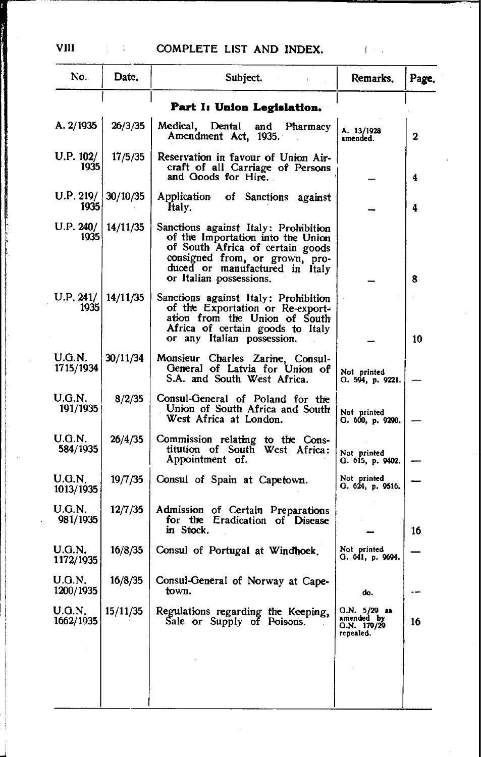# COMPLETE LIST AND INDEX.

| No. | Date. | Subject. | Remarks. | Page. |
|---|---|---|---|---|
| | | **Part I: Union Legislation.** | | |
| A. 2/1935 | 26/3/35 | Medical, Dental and Pharmacy Amendment Act, 1935. | A. 13/1928 amended. | 2 |
| U.P. 102/1935 | 17/5/35 | Reservation in favour of Union Aircraft of all Carriage of Persons and Goods for Hire. | — | 4 |
| U.P. 219/1935 | 30/10/35 | Application of Sanctions against Italy. | — | 4 |
| U.P. 240/1935 | 14/11/35 | Sanctions against Italy: Prohibition of the Importation into the Union of South Africa of certain goods consigned from, or grown, produced or manufactured in Italy or Italian possessions. | — | 8 |
| U.P. 241/1935 | 14/11/35 | Sanctions against Italy: Prohibition of the Exportation or Re-exportation from the Union of South Africa of certain goods to Italy or any Italian possession. | — | 10 |
| U.G.N. 1715/1934 | 30/11/34 | Monsieur Charles Zarine, Consul-General of Latvia for Union of S.A. and South West Africa. | Not printed G. 594, p. 9221. | — |
| U.G.N. 191/1935 | 8/2/35 | Consul-General of Poland for the Union of South Africa and South West Africa at London. | Not printed G. 600, p. 9290. | — |
| U.G.N. 584/1935 | 26/4/35 | Commission relating to the Constitution of South West Africa: Appointment of. | Not printed G. 615, p. 9402. | — |
| U.G.N. 1013/1935 | 19/7/35 | Consul of Spain at Capetown. | Not printed G. 624, p. 9516. | — |
| U.G.N. 981/1935 | 12/7/35 | Admission of Certain Preparations for the Eradication of Disease in Stock. | — | 16 |
| U.G.N. 1172/1935 | 16/8/35 | Consul of Portugal at Windhoek. | Not printed G. 641, p. 9694. | — |
| U.G.N. 1200/1935 | 16/8/35 | Consul-General of Norway at Capetown. | do. | — |
| U.G.N. 1662/1935 | 15/11/35 | Regulations regarding the Keeping, Sale or Supply of Poisons. | G.N. 5/29 as amended by G.N. 179/29 repealed. | 16 |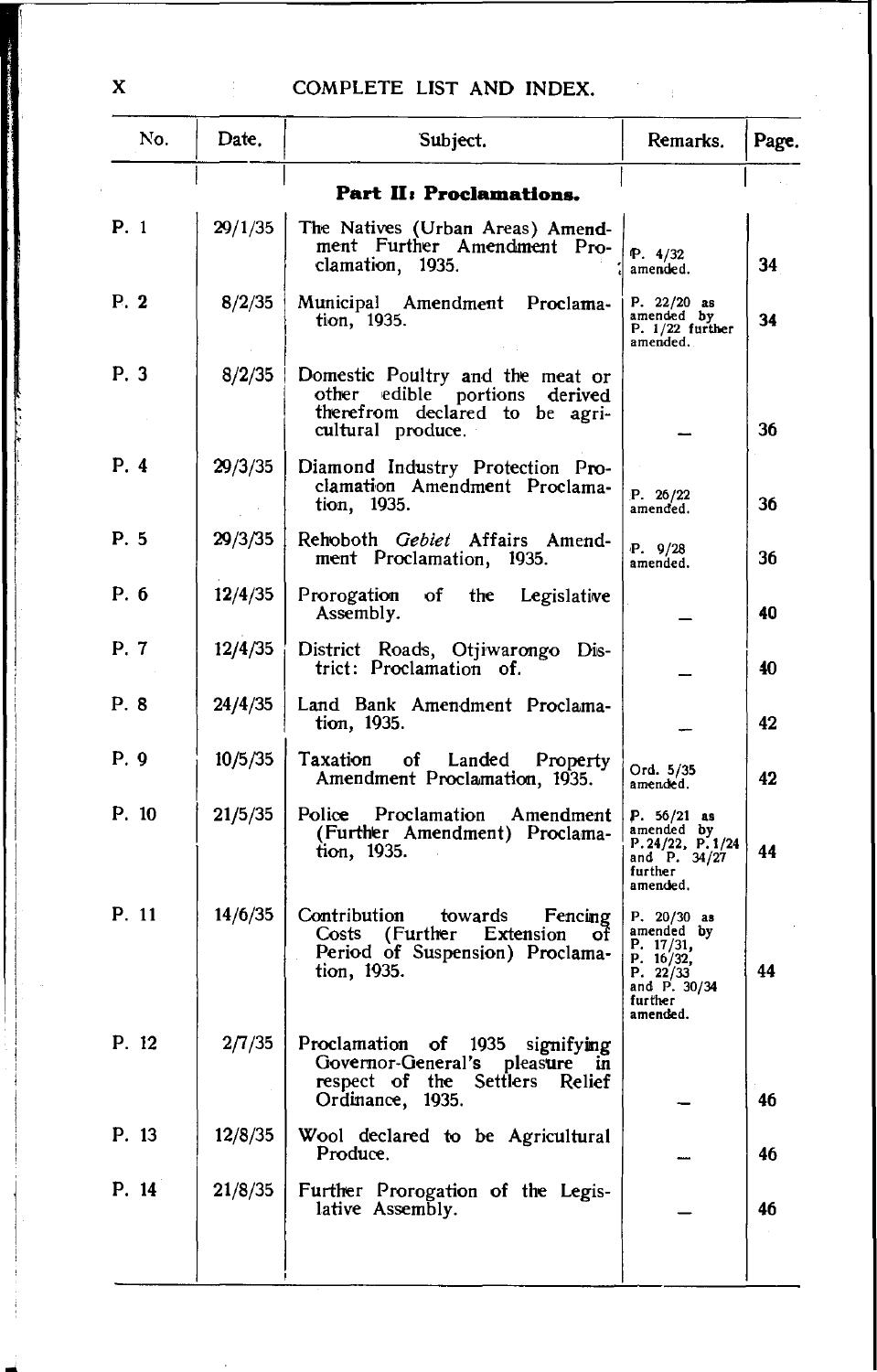| No. | Date. | Subject. | Remarks. | Page. |
|---|---|---|---|---|
| | | **Part II: Proclamations.** | | |
| P. 1 | 29/1/35 | The Natives (Urban Areas) Amendment Further Amendment Proclamation, 1935. | P. 4/32 amended. | 34 |
| P. 2 | 8/2/35 | Municipal Amendment Proclamation, 1935. | P. 22/20 as amended by P. 1/22 further amended. | 34 |
| P. 3 | 8/2/35 | Domestic Poultry and the meat or other edible portions derived therefrom declared to be agricultural produce. | — | 36 |
| P. 4 | 29/3/35 | Diamond Industry Protection Proclamation Amendment Proclamation, 1935. | P. 26/22 amended. | 36 |
| P. 5 | 29/3/35 | Rehoboth *Gebiet* Affairs Amendment Proclamation, 1935. | P. 9/28 amended. | 36 |
| P. 6 | 12/4/35 | Prorogation of the Legislative Assembly. | — | 40 |
| P. 7 | 12/4/35 | District Roads, Otjiwarongo District: Proclamation of. | — | 40 |
| P. 8 | 24/4/35 | Land Bank Amendment Proclamation, 1935. | — | 42 |
| P. 9 | 10/5/35 | Taxation of Landed Property Amendment Proclamation, 1935. | Ord. 5/35 amended. | 42 |
| P. 10 | 21/5/35 | Police Proclamation Amendment (Further Amendment) Proclamation, 1935. | P. 56/21 as amended by P. 24/22, P. 1/24 and P. 34/27 further amended. | 44 |
| P. 11 | 14/6/35 | Contribution towards Fencing Costs (Further Extension of Period of Suspension) Proclamation, 1935. | P. 20/30 as amended by P. 17/31, P. 16/32, P. 22/33 and P. 30/34 further amended. | 44 |
| P. 12 | 2/7/35 | Proclamation of 1935 signifying Governor-General's pleasure in respect of the Settlers Relief Ordinance, 1935. | — | 46 |
| P. 13 | 12/8/35 | Wool declared to be Agricultural Produce. | — | 46 |
| P. 14 | 21/8/35 | Further Prorogation of the Legislative Assembly. | — | 46 |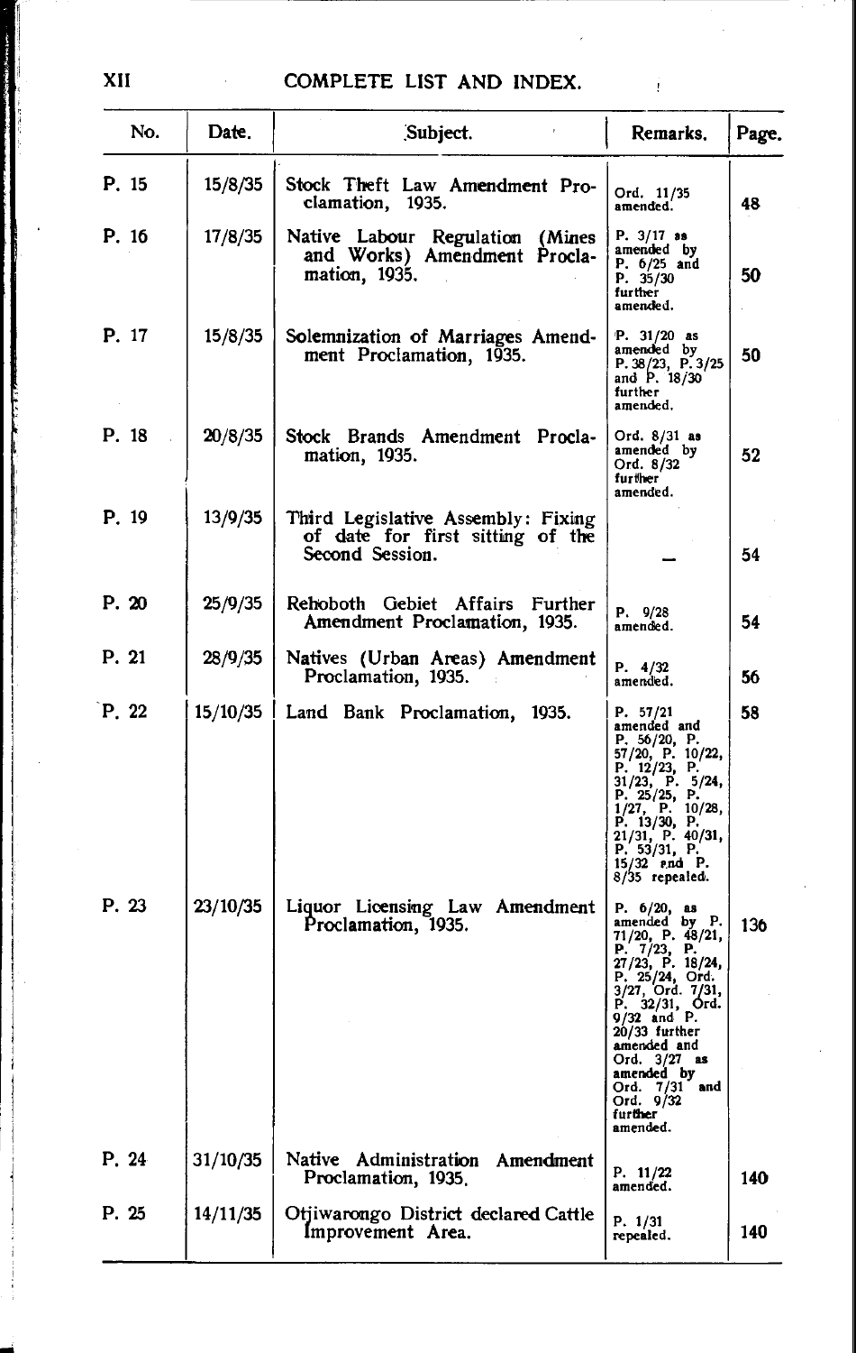| No. | Date. | Subject. | Remarks. | Page. |
|---|---|---|---|---|
| P. 15 | 15/8/35 | Stock Theft Law Amendment Proclamation, 1935. | Ord. 11/35 amended. | 48 |
| P. 16 | 17/8/35 | Native Labour Regulation (Mines and Works) Amendment Proclamation, 1935. | P. 3/17 as amended by P. 6/25 and P. 35/30 further amended. | 50 |
| P. 17 | 15/8/35 | Solemnization of Marriages Amendment Proclamation, 1935. | P. 31/20 as amended by P. 38/23, P. 3/25 and P. 18/30 further amended. | 50 |
| P. 18 | 20/8/35 | Stock Brands Amendment Proclamation, 1935. | Ord. 8/31 as amended by Ord. 8/32 further amended. | 52 |
| P. 19 | 13/9/35 | Third Legislative Assembly: Fixing of date for first sitting of the Second Session. | — | 54 |
| P. 20 | 25/9/35 | Rehoboth Gebiet Affairs Further Amendment Proclamation, 1935. | P. 9/28 amended. | 54 |
| P. 21 | 28/9/35 | Natives (Urban Areas) Amendment Proclamation, 1935. | P. 4/32 amended. | 56 |
| P. 22 | 15/10/35 | Land Bank Proclamation, 1935. | P. 57/21 amended and P. 56/20, P. 57/20, P. 10/22, P. 12/23, P. 31/23, P. 5/24, P. 25/25, P. 1/27, P. 10/28, P. 13/30, P. 21/31, P. 40/31, P. 53/31, P. 15/32 and P. 8/35 repealed. | 58 |
| P. 23 | 23/10/35 | Liquor Licensing Law Amendment Proclamation, 1935. | P. 6/20, as amended by P. 71/20, P. 48/21, P. 7/23, P. 27/23, P. 18/24, P. 25/24, Ord. 3/27, Ord. 7/31, P. 32/31, Ord. 9/32 and P. 20/33 further amended and Ord. 3/27 as amended by Ord. 7/31 and Ord. 9/32 further amended. | 136 |
| P. 24 | 31/10/35 | Native Administration Amendment Proclamation, 1935. | P. 11/22 amended. | 140 |
| P. 25 | 14/11/35 | Otjiwarongo District declared Cattle Improvement Area. | P. 1/31 repealed. | 140 |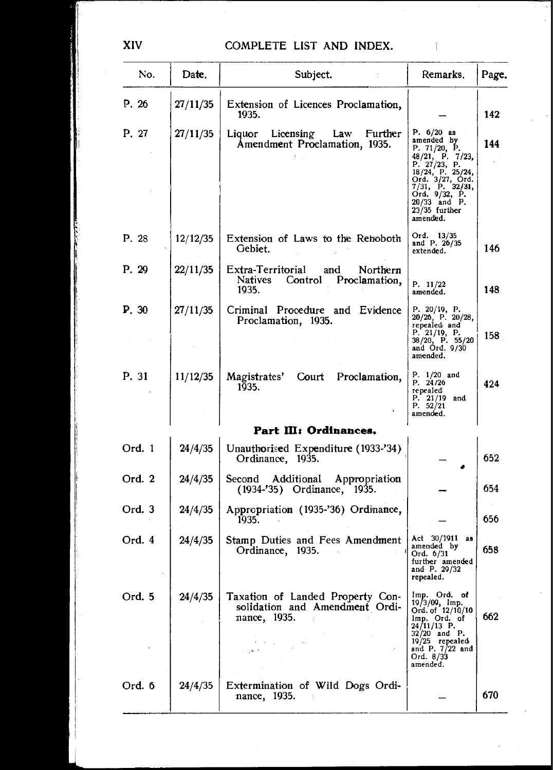| No. | Date. | Subject. | Remarks. | Page. |
|---|---|---|---|---|
| P. 26 | 27/11/35 | Extension of Licences Proclamation, 1935. | — | 142 |
| P. 27 | 27/11/35 | Liquor Licensing Law Further Amendment Proclamation, 1935. | P. 6/20 as amended by P. 71/20, P. 48/21, P. 7/23, P. 27/23, P. 18/24, P. 25/24, Ord. 3/27, Ord. 7/31, P. 32/31, Ord. 9/32, P. 20/33 and P. 23/35 further amended. | 144 |
| P. 28 | 12/12/35 | Extension of Laws to the Rehoboth Gebiet. | Ord. 13/35 and P. 26/35 extended. | 146 |
| P. 29 | 22/11/35 | Extra-Territorial and Northern Natives Control Proclamation, 1935. | P. 11/22 amended. | 148 |
| P. 30 | 27/11/35 | Criminal Procedure and Evidence Proclamation, 1935. | P. 20/19, P. 20/26, P. 20/28, repealed and P. 21/19, P. 38/20, P. 55/20 and Ord. 9/30 amended. | 158 |
| P. 31 | 11/12/35 | Magistrates' Court Proclamation, 1935. | P. 1/20 and P. 24/26 repealed P. 21/19 and P. 52/21 amended. | 424 |
| | | **Part III: Ordinances.** | | |
| Ord. 1 | 24/4/35 | Unauthorised Expenditure (1933-'34) Ordinance, 1935. | — | 652 |
| Ord. 2 | 24/4/35 | Second Additional Appropriation (1934-'35) Ordinance, 1935. | — | 654 |
| Ord. 3 | 24/4/35 | Appropriation (1935-'36) Ordinance, 1935. | — | 656 |
| Ord. 4 | 24/4/35 | Stamp Duties and Fees Amendment Ordinance, 1935. | Act 30/1911 as amended by Ord. 6/31 further amended and P. 29/32 repealed. | 658 |
| Ord. 5 | 24/4/35 | Taxation of Landed Property Consolidation and Amendment Ordinance, 1935. | Imp. Ord. of 19/3/09, Imp. Ord. of 12/10/10 Imp. Ord. of 24/11/13 P. 32/20 and P. 19/25 repealed and P. 7/22 and Ord. 8/33 amended. | 662 |
| Ord. 6 | 24/4/35 | Extermination of Wild Dogs Ordinance, 1935. | — | 670 |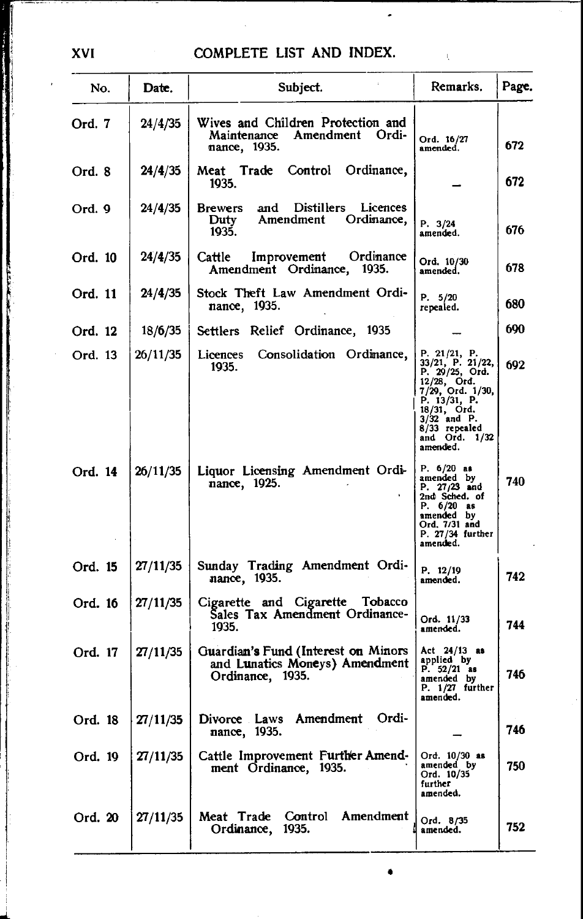## COMPLETE LIST AND INDEX.

| No. | Date. | Subject. | Remarks. | Page. |
|---|---|---|---|---|
| Ord. 7 | 24/4/35 | Wives and Children Protection and Maintenance Amendment Ordinance, 1935. | Ord. 16/27 amended. | 672 |
| Ord. 8 | 24/4/35 | Meat Trade Control Ordinance, 1935. | — | 672 |
| Ord. 9 | 24/4/35 | Brewers and Distillers Licences Duty Amendment Ordinance, 1935. | P. 3/24 amended. | 676 |
| Ord. 10 | 24/4/35 | Cattle Improvement Ordinance Amendment Ordinance, 1935. | Ord. 10/30 amended. | 678 |
| Ord. 11 | 24/4/35 | Stock Theft Law Amendment Ordinance, 1935. | P. 5/20 repealed. | 680 |
| Ord. 12 | 18/6/35 | Settlers Relief Ordinance, 1935 | — | 690 |
| Ord. 13 | 26/11/35 | Licences Consolidation Ordinance, 1935. | P. 21/21, P. 33/21, P. 21/22, P. 29/25, Ord. 12/28, Ord. 7/29, Ord. 1/30, P. 13/31, P. 18/31, Ord. 3/32 and P. 8/33 repealed and Ord. 1/32 amended. | 692 |
| Ord. 14 | 26/11/35 | Liquor Licensing Amendment Ordinance, 1925. | P. 6/20 as amended by P. 27/23 and 2nd Sched. of P. 6/20 as amended by Ord. 7/31 and P. 27/34 further amended. | 740 |
| Ord. 15 | 27/11/35 | Sunday Trading Amendment Ordinance, 1935. | P. 12/19 amended. | 742 |
| Ord. 16 | 27/11/35 | Cigarette and Cigarette Tobacco Sales Tax Amendment Ordinance-1935. | Ord. 11/33 amended. | 744 |
| Ord. 17 | 27/11/35 | Guardian's Fund (Interest on Minors and Lunatics Moneys) Amendment Ordinance, 1935. | Act 24/13 as applied by P. 52/21 as amended by P. 1/27 further amended. | 746 |
| Ord. 18 | 27/11/35 | Divorce Laws Amendment Ordinance, 1935. | — | 746 |
| Ord. 19 | 27/11/35 | Cattle Improvement Further Amendment Ordinance, 1935. | Ord. 10/30 as amended by Ord. 10/35 further amended. | 750 |
| Ord. 20 | 27/11/35 | Meat Trade Control Amendment Ordinance, 1935. | Ord. 8/35 amended. | 752 |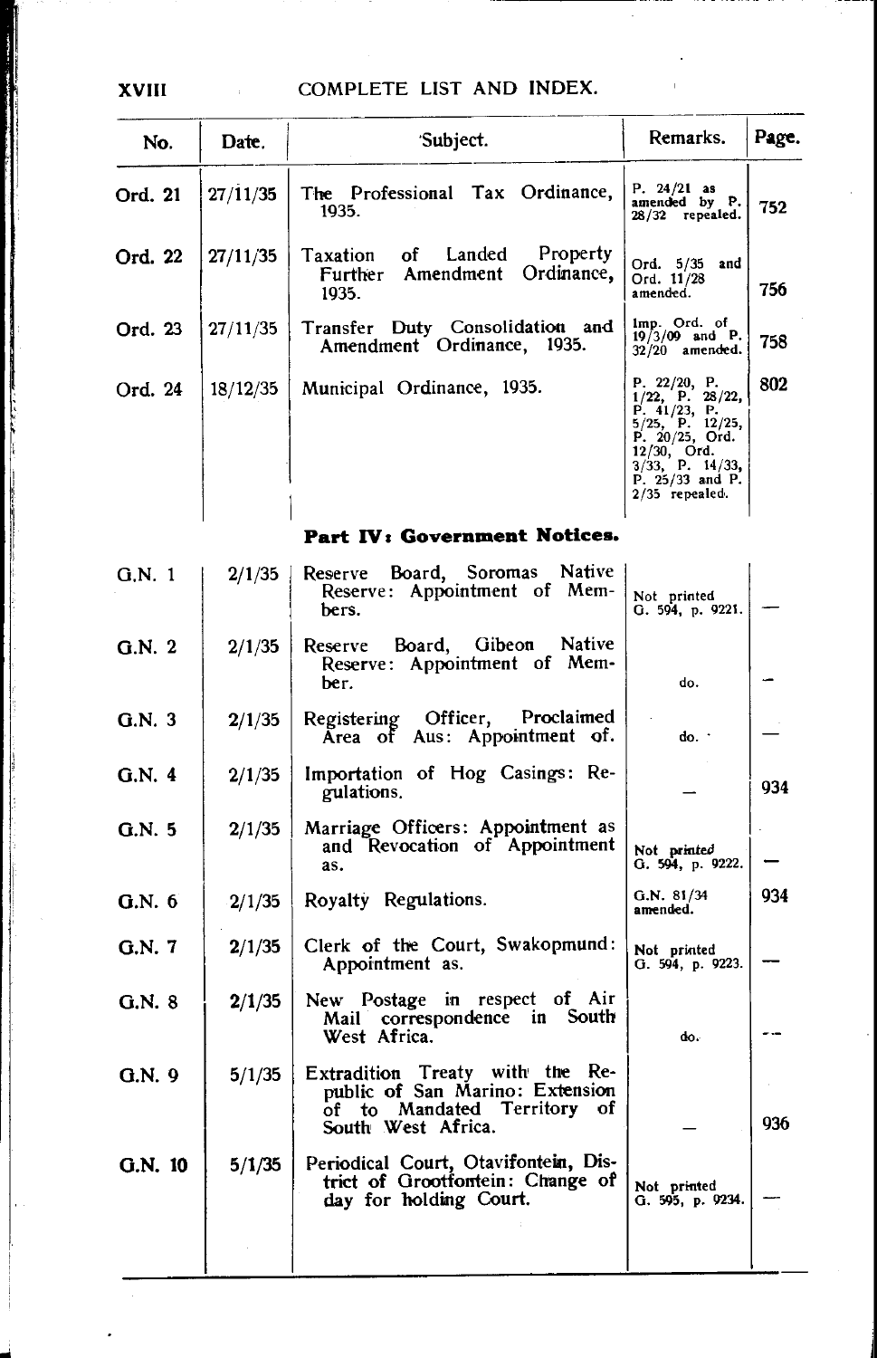## COMPLETE LIST AND INDEX.

| No. | Date. | Subject. | Remarks. | Page. |
|---|---|---|---|---|
| Ord. 21 | 27/11/35 | The Professional Tax Ordinance, 1935. | P. 24/21 as amended by P. 28/32 repealed. | 752 |
| Ord. 22 | 27/11/35 | Taxation of Landed Property Further Amendment Ordinance, 1935. | Ord. 5/35 and Ord. 11/28 amended. | 756 |
| Ord. 23 | 27/11/35 | Transfer Duty Consolidation and Amendment Ordinance, 1935. | Imp. Ord. of 19/3/09 and P. 32/20 amended. | 758 |
| Ord. 24 | 18/12/35 | Municipal Ordinance, 1935. | P. 22/20, P. 1/22, P. 28/22, P. 41/23, P. 5/25, P. 12/25, P. 20/25, Ord. 12/30, Ord. 3/33, P. 14/33, P. 25/33 and P. 2/35 repealed. | 802 |
| | | **Part IV: Government Notices.** | | |
| G.N. 1 | 2/1/35 | Reserve Board, Soromas Native Reserve: Appointment of Members. | Not printed G. 594, p. 9221. | — |
| G.N. 2 | 2/1/35 | Reserve Board, Gibeon Native Reserve: Appointment of Member. | do. | — |
| G.N. 3 | 2/1/35 | Registering Officer, Proclaimed Area of Aus: Appointment of. | do. | — |
| G.N. 4 | 2/1/35 | Importation of Hog Casings: Regulations. | — | 934 |
| G.N. 5 | 2/1/35 | Marriage Officers: Appointment as and Revocation of Appointment as. | Not printed G. 594, p. 9222. | — |
| G.N. 6 | 2/1/35 | Royalty Regulations. | G.N. 81/34 amended. | 934 |
| G.N. 7 | 2/1/35 | Clerk of the Court, Swakopmund: Appointment as. | Not printed G. 594, p. 9223. | — |
| G.N. 8 | 2/1/35 | New Postage in respect of Air Mail correspondence in South West Africa. | do. | — |
| G.N. 9 | 5/1/35 | Extradition Treaty with the Republic of San Marino: Extension of to Mandated Territory of South West Africa. | — | 936 |
| G.N. 10 | 5/1/35 | Periodical Court, Otavifontein, District of Grootfontein: Change of day for holding Court. | Not printed G. 595, p. 9234. | — |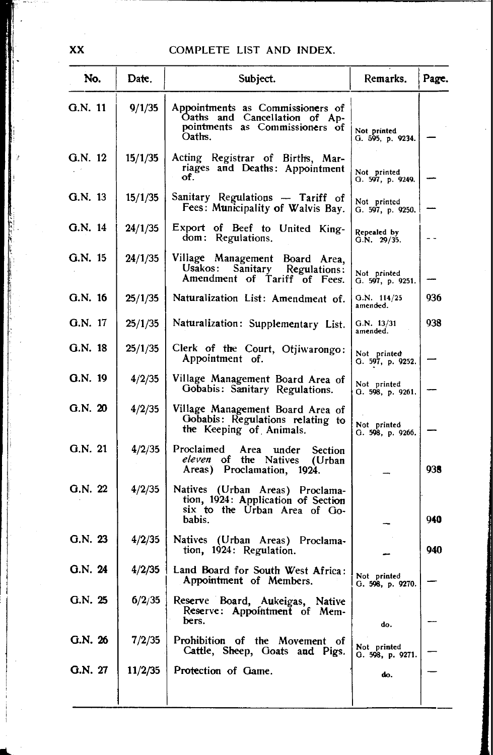| No. | Date. | Subject. | Remarks. | Page. |
|---|---|---|---|---|
| G.N. 11 | 9/1/35 | Appointments as Commissioners of Oaths and Cancellation of Appointments as Commissioners of Oaths. | Not printed G. 595, p. 9234. | — |
| G.N. 12 | 15/1/35 | Acting Registrar of Births, Marriages and Deaths: Appointment of. | Not printed G. 597, p. 9249. | — |
| G.N. 13 | 15/1/35 | Sanitary Regulations — Tariff of Fees: Municipality of Walvis Bay. | Not printed G. 597, p. 9250. | — |
| G.N. 14 | 24/1/35 | Export of Beef to United Kingdom: Regulations. | Repealed by G.N. 29/35. | -- |
| G.N. 15 | 24/1/35 | Village Management Board Area, Usakos: Sanitary Regulations: Amendment of Tariff of Fees. | Not printed G. 597, p. 9251. | — |
| G.N. 16 | 25/1/35 | Naturalization List: Amendment of. | G.N. 114/25 amended. | 936 |
| G.N. 17 | 25/1/35 | Naturalization: Supplementary List. | G.N. 13/31 amended. | 938 |
| G.N. 18 | 25/1/35 | Clerk of the Court, Otjiwarongo: Appointment of. | Not printed G. 597, p. 9252. | — |
| G.N. 19 | 4/2/35 | Village Management Board Area of Gobabis: Sanitary Regulations. | Not printed G. 598, p. 9261. | — |
| G.N. 20 | 4/2/35 | Village Management Board Area of Gobabis: Regulations relating to the Keeping of Animals. | Not printed G. 598, p. 9266. | — |
| G.N. 21 | 4/2/35 | Proclaimed Area under Section *eleven* of the Natives (Urban Areas) Proclamation, 1924. | — | 938 |
| G.N. 22 | 4/2/35 | Natives (Urban Areas) Proclamation, 1924: Application of Section six to the Urban Area of Gobabis. | — | 940 |
| G.N. 23 | 4/2/35 | Natives (Urban Areas) Proclamation, 1924: Regulation. | — | 940 |
| G.N. 24 | 4/2/35 | Land Board for South West Africa: Appointment of Members. | Not printed G. 598, p. 9270. | — |
| G.N. 25 | 6/2/35 | Reserve Board, Aukeigas, Native Reserve: Appointment of Members. | do. | — |
| G.N. 26 | 7/2/35 | Prohibition of the Movement of Cattle, Sheep, Goats and Pigs. | Not printed G. 598, p. 9271. | — |
| G.N. 27 | 11/2/35 | Protection of Game. | do. | — |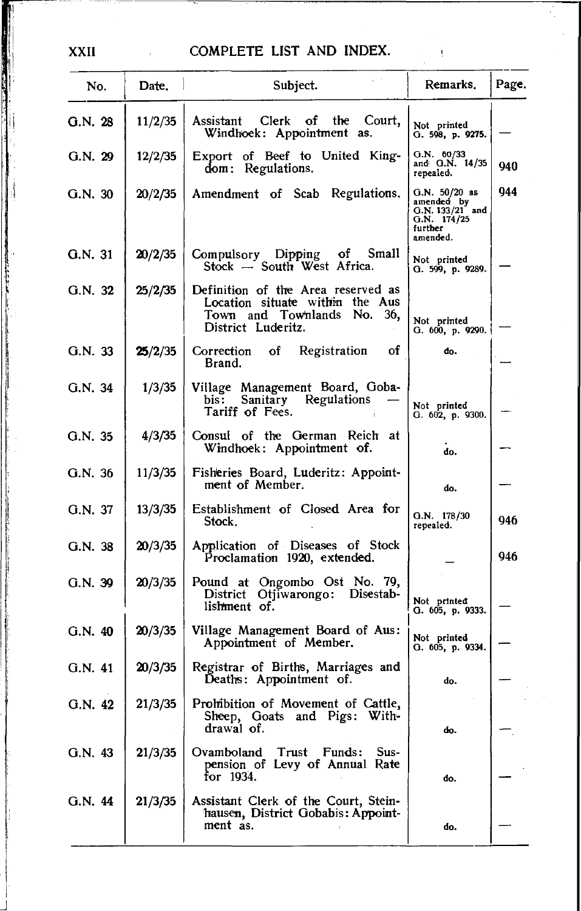## COMPLETE LIST AND INDEX.

| No. | Date. | Subject. | Remarks. | Page. |
|---|---|---|---|---|
| G.N. 28 | 11/2/35 | Assistant Clerk of the Court, Windhoek: Appointment as. | Not printed G. 598, p. 9275. | — |
| G.N. 29 | 12/2/35 | Export of Beef to United Kingdom: Regulations. | G.N. 60/33 and G.N. 14/35 repealed. | 940 |
| G.N. 30 | 20/2/35 | Amendment of Scab Regulations. | G.N. 50/20 as amended by G.N. 133/21 and G.N. 174/25 further amended. | 944 |
| G.N. 31 | 20/2/35 | Compulsory Dipping of Small Stock — South West Africa. | Not printed G. 599, p. 9289. | — |
| G.N. 32 | 25/2/35 | Definition of the Area reserved as Location situate within the Aus Town and Townlands No. 36, District Luderitz. | Not printed G. 600, p. 9290. | — |
| G.N. 33 | 25/2/35 | Correction of Registration of Brand. | do. | — |
| G.N. 34 | 1/3/35 | Village Management Board, Gobabis: Sanitary Regulations — Tariff of Fees. | Not printed G. 602, p. 9300. | — |
| G.N. 35 | 4/3/35 | Consul of the German Reich at Windhoek: Appointment of. | do. | — |
| G.N. 36 | 11/3/35 | Fisheries Board, Luderitz: Appointment of Member. | do. | — |
| G.N. 37 | 13/3/35 | Establishment of Closed Area for Stock. | G.N. 178/30 repealed. | 946 |
| G.N. 38 | 20/3/35 | Application of Diseases of Stock Proclamation 1920, extended. | — | 946 |
| G.N. 39 | 20/3/35 | Pound at Ongombo Ost No. 79, District Otjiwarongo: Disestablishment of. | Not printed G. 605, p. 9333. | — |
| G.N. 40 | 20/3/35 | Village Management Board of Aus: Appointment of Member. | Not printed G. 605, p. 9334. | — |
| G.N. 41 | 20/3/35 | Registrar of Births, Marriages and Deaths: Appointment of. | do. | — |
| G.N. 42 | 21/3/35 | Prohibition of Movement of Cattle, Sheep, Goats and Pigs: Withdrawal of. | do. | — |
| G.N. 43 | 21/3/35 | Ovamboland Trust Funds: Suspension of Levy of Annual Rate for 1934. | do. | — |
| G.N. 44 | 21/3/35 | Assistant Clerk of the Court, Steinhausen, District Gobabis: Appointment as. | do. | — |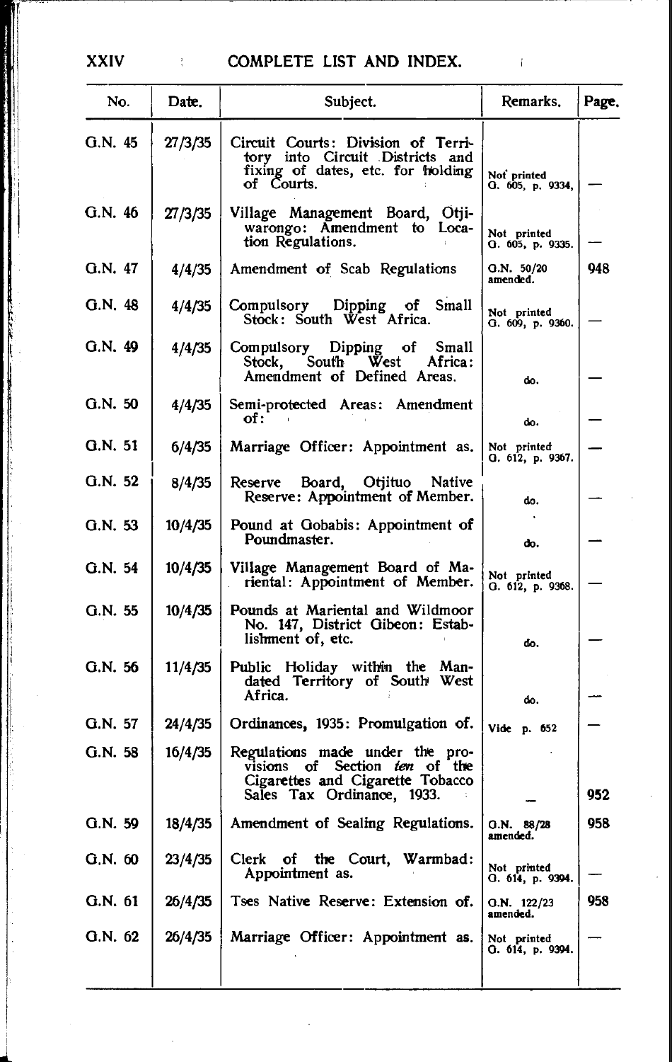| No. | Date. | Subject. | Remarks. | Page. |
|---|---|---|---|---|
| G.N. 45 | 27/3/35 | Circuit Courts: Division of Territory into Circuit Districts and fixing of dates, etc. for holding of Courts. | Not printed G. 605, p. 9334, | — |
| G.N. 46 | 27/3/35 | Village Management Board, Otjiwarongo: Amendment to Location Regulations. | Not printed G. 605, p. 9335. | — |
| G.N. 47 | 4/4/35 | Amendment of Scab Regulations | G.N. 50/20 amended. | 948 |
| G.N. 48 | 4/4/35 | Compulsory Dipping of Small Stock: South West Africa. | Not printed G. 609, p. 9360. | — |
| G.N. 49 | 4/4/35 | Compulsory Dipping of Small Stock, South West Africa: Amendment of Defined Areas. | do. | — |
| G.N. 50 | 4/4/35 | Semi-protected Areas: Amendment of: | do. | — |
| G.N. 51 | 6/4/35 | Marriage Officer: Appointment as. | Not printed G. 612, p. 9367. | — |
| G.N. 52 | 8/4/35 | Reserve Board, Otjituo Native Reserve: Appointment of Member. | do. | — |
| G.N. 53 | 10/4/35 | Pound at Gobabis: Appointment of Poundmaster. | do. | — |
| G.N. 54 | 10/4/35 | Village Management Board of Mariental: Appointment of Member. | Not printed G. 612, p. 9368. | — |
| G.N. 55 | 10/4/35 | Pounds at Mariental and Wildmoor No. 147, District Gibeon: Establishment of, etc. | do. | — |
| G.N. 56 | 11/4/35 | Public Holiday within the Mandated Territory of South West Africa. | do. | — |
| G.N. 57 | 24/4/35 | Ordinances, 1935: Promulgation of. | Vide p. 652 | — |
| G.N. 58 | 16/4/35 | Regulations made under the provisions of Section *ten* of the Cigarettes and Cigarette Tobacco Sales Tax Ordinance, 1933. | — | 952 |
| G.N. 59 | 18/4/35 | Amendment of Sealing Regulations. | G.N. 88/28 amended. | 958 |
| G.N. 60 | 23/4/35 | Clerk of the Court, Warmbad: Appointment as. | Not printed G. 614, p. 9394. | — |
| G.N. 61 | 26/4/35 | Tses Native Reserve: Extension of. | G.N. 122/23 amended. | 958 |
| G.N. 62 | 26/4/35 | Marriage Officer: Appointment as. | Not printed G. 614, p. 9394. | — |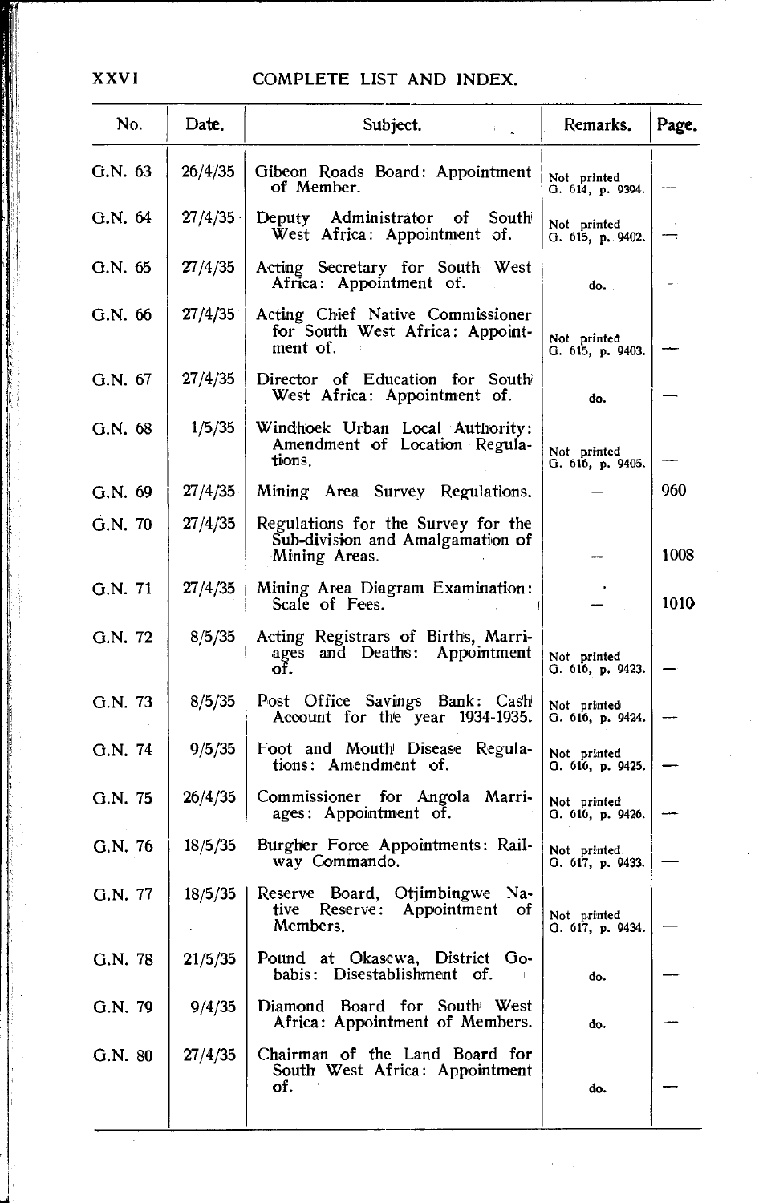| No. | Date. | Subject. | Remarks. | Page. |
|---|---|---|---|---|
| G.N. 63 | 26/4/35 | Gibeon Roads Board: Appointment of Member. | Not printed G. 614, p. 9394. | — |
| G.N. 64 | 27/4/35 | Deputy Administrator of South West Africa: Appointment of. | Not printed G. 615, p. 9402. | — |
| G.N. 65 | 27/4/35 | Acting Secretary for South West Africa: Appointment of. | do. | — |
| G.N. 66 | 27/4/35 | Acting Chief Native Commissioner for South West Africa: Appointment of. | Not printed G. 615, p. 9403. | — |
| G.N. 67 | 27/4/35 | Director of Education for South West Africa: Appointment of. | do. | — |
| G.N. 68 | 1/5/35 | Windhoek Urban Local Authority: Amendment of Location Regulations. | Not printed G. 616, p. 9405. | — |
| G.N. 69 | 27/4/35 | Mining Area Survey Regulations. | — | 960 |
| G.N. 70 | 27/4/35 | Regulations for the Survey for the Sub-division and Amalgamation of Mining Areas. | — | 1008 |
| G.N. 71 | 27/4/35 | Mining Area Diagram Examination: Scale of Fees. | — | 1010 |
| G.N. 72 | 8/5/35 | Acting Registrars of Births, Marriages and Deaths: Appointment of. | Not printed G. 616, p. 9423. | — |
| G.N. 73 | 8/5/35 | Post Office Savings Bank: Cash Account for the year 1934-1935. | Not printed G. 616, p. 9424. | — |
| G.N. 74 | 9/5/35 | Foot and Mouth Disease Regulations: Amendment of. | Not printed G. 616, p. 9425. | — |
| G.N. 75 | 26/4/35 | Commissioner for Angola Marriages: Appointment of. | Not printed G. 616, p. 9426. | — |
| G.N. 76 | 18/5/35 | Burgher Force Appointments: Railway Commando. | Not printed G. 617, p. 9433. | — |
| G.N. 77 | 18/5/35 | Reserve Board, Otjimbingwe Native Reserve: Appointment of Members. | Not printed G. 617, p. 9434. | — |
| G.N. 78 | 21/5/35 | Pound at Okasewa, District Gobabis: Disestablishment of. | do. | — |
| G.N. 79 | 9/4/35 | Diamond Board for South West Africa: Appointment of Members. | do. | — |
| G.N. 80 | 27/4/35 | Chairman of the Land Board for South West Africa: Appointment of. | do. | — |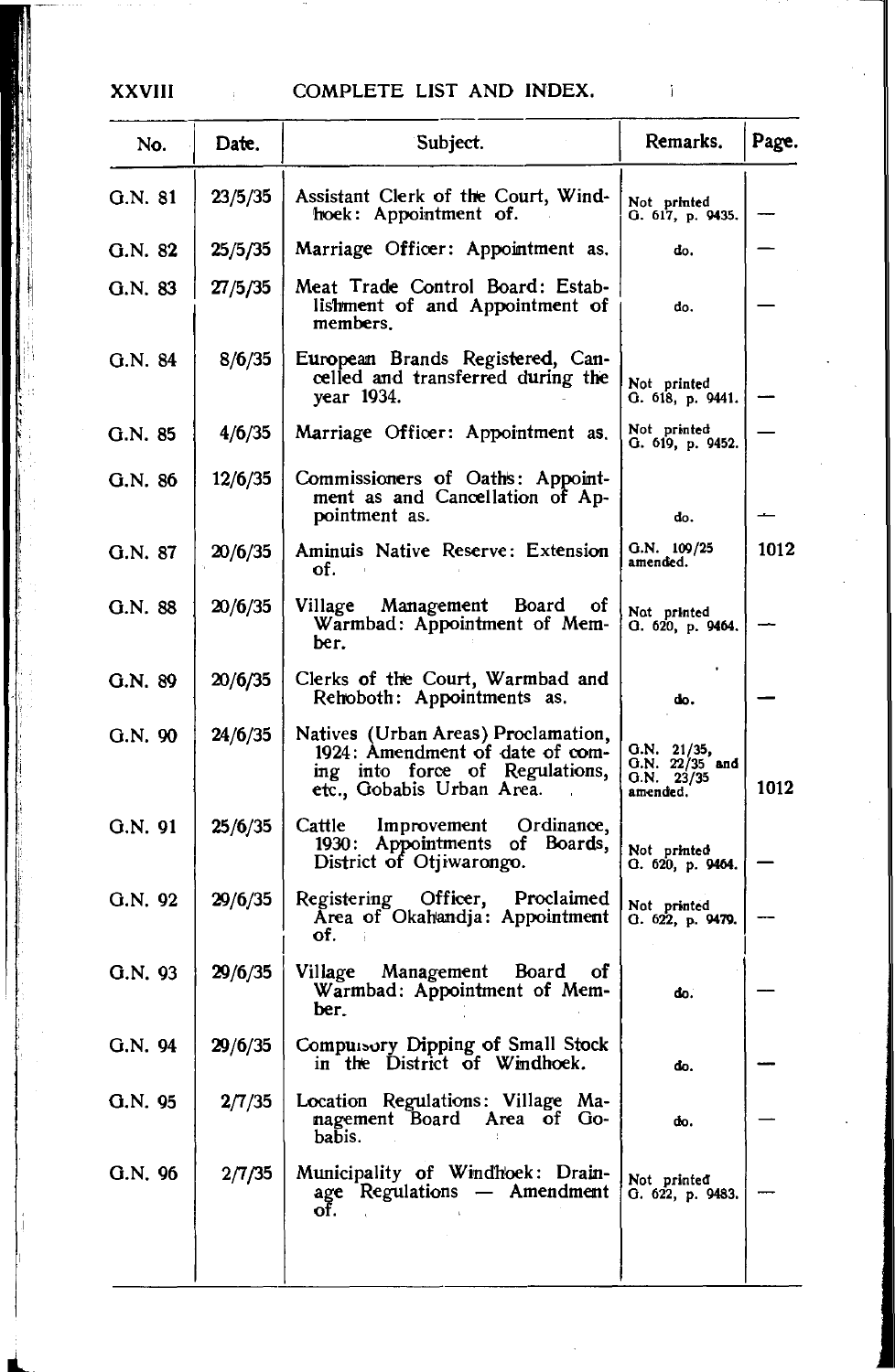| No. | Date. | Subject. | Remarks. | Page. |
|---|---|---|---|---|
| G.N. 81 | 23/5/35 | Assistant Clerk of the Court, Windhoek: Appointment of. | Not printed G. 617, p. 9435. | — |
| G.N. 82 | 25/5/35 | Marriage Officer: Appointment as. | do. | — |
| G.N. 83 | 27/5/35 | Meat Trade Control Board: Establishment of and Appointment of members. | do. | — |
| G.N. 84 | 8/6/35 | European Brands Registered, Cancelled and transferred during the year 1934. | Not printed G. 618, p. 9441. | — |
| G.N. 85 | 4/6/35 | Marriage Officer: Appointment as. | Not printed G. 619, p. 9452. | — |
| G.N. 86 | 12/6/35 | Commissioners of Oaths: Appointment as and Cancellation of Appointment as. | do. | — |
| G.N. 87 | 20/6/35 | Aminuis Native Reserve: Extension of. | G.N. 109/25 amended. | 1012 |
| G.N. 88 | 20/6/35 | Village Management Board of Warmbad: Appointment of Member. | Not printed G. 620, p. 9464. | — |
| G.N. 89 | 20/6/35 | Clerks of the Court, Warmbad and Rehoboth: Appointments as. | do. | — |
| G.N. 90 | 24/6/35 | Natives (Urban Areas) Proclamation, 1924: Amendment of date of coming into force of Regulations, etc., Gobabis Urban Area. | G.N. 21/35, G.N. 22/35 and G.N. 23/35 amended. | 1012 |
| G.N. 91 | 25/6/35 | Cattle Improvement Ordinance, 1930: Appointments of Boards, District of Otjiwarongo. | Not printed G. 620, p. 9464. | — |
| G.N. 92 | 29/6/35 | Registering Officer, Proclaimed Area of Okahandja: Appointment of. | Not printed G. 622, p. 9479. | — |
| G.N. 93 | 29/6/35 | Village Management Board of Warmbad: Appointment of Member. | do. | — |
| G.N. 94 | 29/6/35 | Compulsory Dipping of Small Stock in the District of Windhoek. | do. | — |
| G.N. 95 | 2/7/35 | Location Regulations: Village Management Board Area of Gobabis. | do. | — |
| G.N. 96 | 2/7/35 | Municipality of Windhoek: Drainage Regulations — Amendment of. | Not printed G. 622, p. 9483. | — |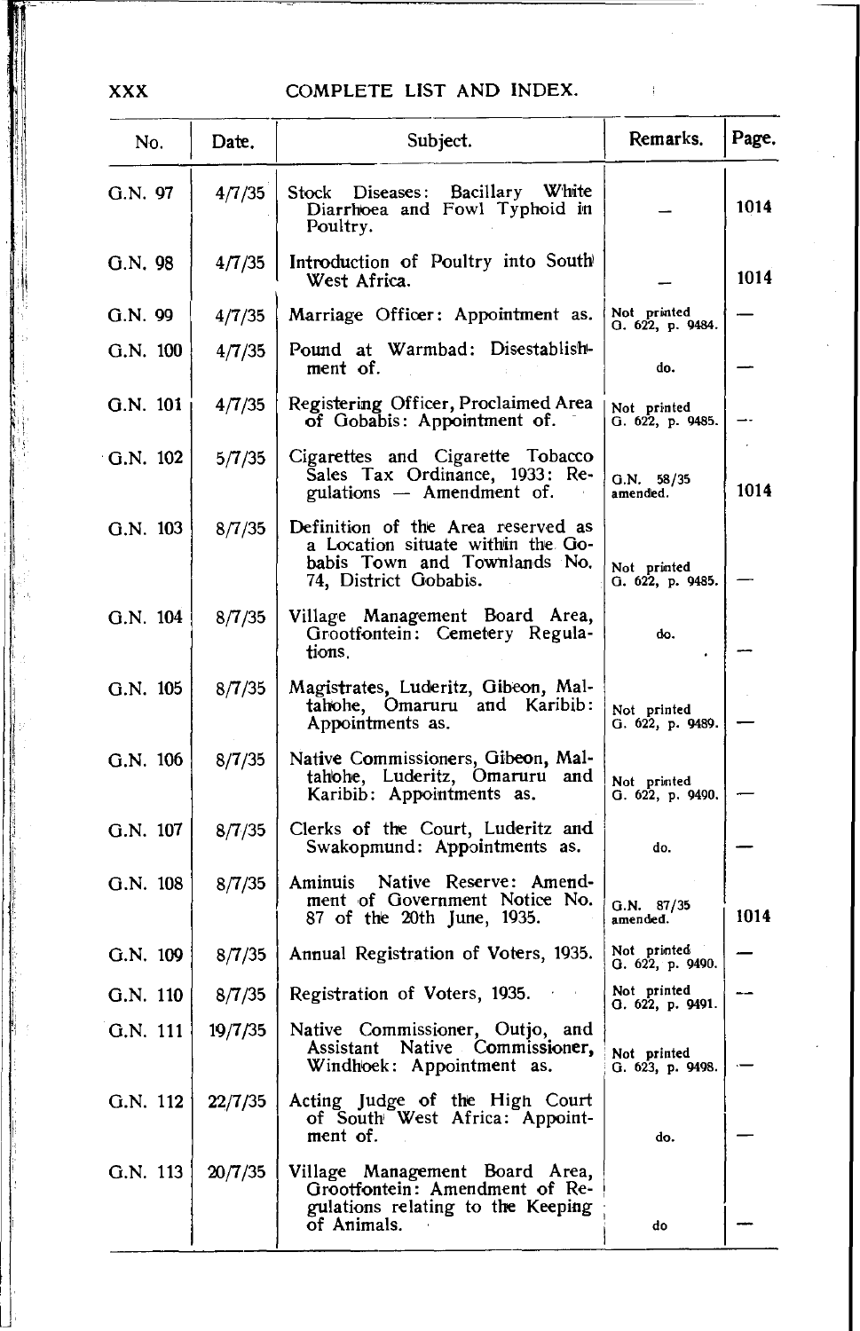| No. | Date. | Subject. | Remarks. | Page. |
|---|---|---|---|---|
| G.N. 97 | 4/7/35 | Stock Diseases: Bacillary White Diarrhoea and Fowl Typhoid in Poultry. | — | 1014 |
| G.N. 98 | 4/7/35 | Introduction of Poultry into South West Africa. | — | 1014 |
| G.N. 99 | 4/7/35 | Marriage Officer: Appointment as. | Not printed G. 622, p. 9484. | — |
| G.N. 100 | 4/7/35 | Pound at Warmbad: Disestablishment of. | do. | — |
| G.N. 101 | 4/7/35 | Registering Officer, Proclaimed Area of Gobabis: Appointment of. | Not printed G. 622, p. 9485. | — |
| G.N. 102 | 5/7/35 | Cigarettes and Cigarette Tobacco Sales Tax Ordinance, 1933: Regulations — Amendment of. | G.N. 58/35 amended. | 1014 |
| G.N. 103 | 8/7/35 | Definition of the Area reserved as a Location situate within the Gobabis Town and Townlands No. 74, District Gobabis. | Not printed G. 622, p. 9485. | — |
| G.N. 104 | 8/7/35 | Village Management Board Area, Grootfontein: Cemetery Regulations. | do. | — |
| G.N. 105 | 8/7/35 | Magistrates, Luderitz, Gibeon, Maltahohe, Omaruru and Karibib: Appointments as. | Not printed G. 622, p. 9489. | — |
| G.N. 106 | 8/7/35 | Native Commissioners, Gibeon, Maltahohe, Luderitz, Omaruru and Karibib: Appointments as. | Not printed G. 622, p. 9490. | — |
| G.N. 107 | 8/7/35 | Clerks of the Court, Luderitz and Swakopmund: Appointments as. | do. | — |
| G.N. 108 | 8/7/35 | Aminuis Native Reserve: Amendment of Government Notice No. 87 of the 20th June, 1935. | G.N. 87/35 amended. | 1014 |
| G.N. 109 | 8/7/35 | Annual Registration of Voters, 1935. | Not printed G. 622, p. 9490. | — |
| G.N. 110 | 8/7/35 | Registration of Voters, 1935. | Not printed G. 622, p. 9491. | — |
| G.N. 111 | 19/7/35 | Native Commissioner, Outjo, and Assistant Native Commissioner, Windhoek: Appointment as. | Not printed G. 623, p. 9498. | — |
| G.N. 112 | 22/7/35 | Acting Judge of the High Court of South West Africa: Appointment of. | do. | — |
| G.N. 113 | 20/7/35 | Village Management Board Area, Grootfontein: Amendment of Regulations relating to the Keeping of Animals. | do | — |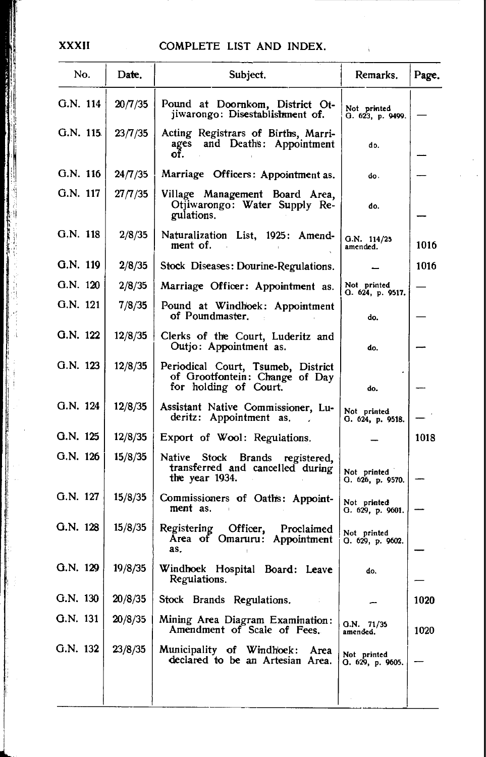## COMPLETE LIST AND INDEX.

| No. | Date. | Subject. | Remarks. | Page. |
|---|---|---|---|---|
| G.N. 114 | 20/7/35 | Pound at Doornkom, District Otjiwarongo: Disestablishment of. | Not printed G. 623, p. 9499. | — |
| G.N. 115 | 23/7/35 | Acting Registrars of Births, Marriages and Deaths: Appointment of. | do. | — |
| G.N. 116 | 24/7/35 | Marriage Officers: Appointment as. | do. | — |
| G.N. 117 | 27/7/35 | Village Management Board Area, Otjiwarongo: Water Supply Regulations. | do. | — |
| G.N. 118 | 2/8/35 | Naturalization List, 1925: Amendment of. | G.N. 114/25 amended. | 1016 |
| G.N. 119 | 2/8/35 | Stock Diseases: Dourine-Regulations. | — | 1016 |
| G.N. 120 | 2/8/35 | Marriage Officer: Appointment as. | Not printed G. 624, p. 9517. | — |
| G.N. 121 | 7/8/35 | Pound at Windhoek: Appointment of Poundmaster. | do. | — |
| G.N. 122 | 12/8/35 | Clerks of the Court, Luderitz and Outjo: Appointment as. | do. | — |
| G.N. 123 | 12/8/35 | Periodical Court, Tsumeb, District of Grootfontein: Change of Day for holding of Court. | do. | — |
| G.N. 124 | 12/8/35 | Assistant Native Commissioner, Luderitz: Appointment as. | Not printed G. 624, p. 9518. | — |
| G.N. 125 | 12/8/35 | Export of Wool: Regulations. | — | 1018 |
| G.N. 126 | 15/8/35 | Native Stock Brands registered, transferred and cancelled during the year 1934. | Not printed G. 626, p. 9570. | — |
| G.N. 127 | 15/8/35 | Commissioners of Oaths: Appointment as. | Not printed G. 629, p. 9601. | — |
| G.N. 128 | 15/8/35 | Registering Officer, Proclaimed Area of Omaruru: Appointment as. | Not printed G. 629, p. 9602. | — |
| G.N. 129 | 19/8/35 | Windhoek Hospital Board: Leave Regulations. | do. | — |
| G.N. 130 | 20/8/35 | Stock Brands Regulations. | — | 1020 |
| G.N. 131 | 20/8/35 | Mining Area Diagram Examination: Amendment of Scale of Fees. | G.N. 71/35 amended. | 1020 |
| G.N. 132 | 23/8/35 | Municipality of Windhoek: Area declared to be an Artesian Area. | Not printed G. 629, p. 9605. | — |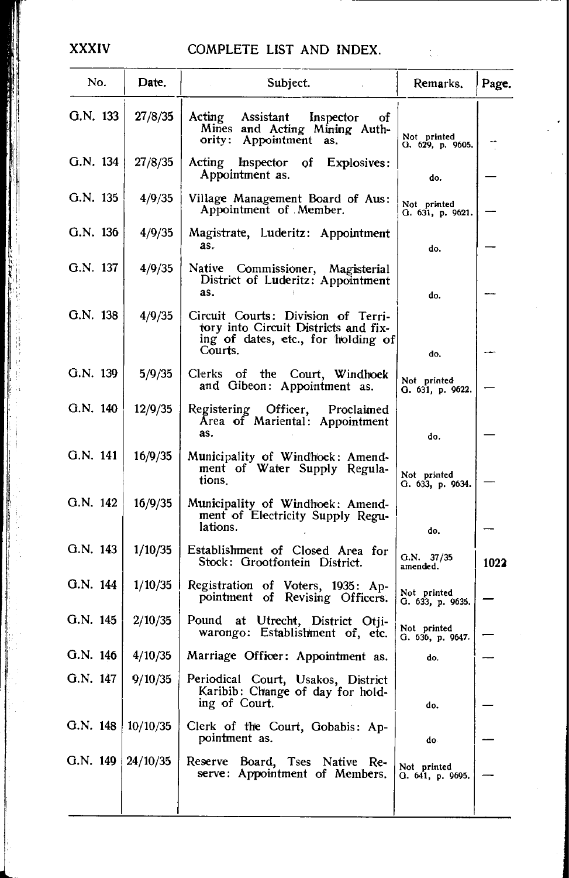## COMPLETE LIST AND INDEX.

| No. | Date. | Subject. | Remarks. | Page. |
|---|---|---|---|---|
| G.N. 133 | 27/8/35 | Acting Assistant Inspector of Mines and Acting Mining Authority: Appointment as. | Not printed G. 629, p. 9605. | — |
| G.N. 134 | 27/8/35 | Acting Inspector of Explosives: Appointment as. | do. | — |
| G.N. 135 | 4/9/35 | Village Management Board of Aus: Appointment of Member. | Not printed G. 631, p. 9621. | — |
| G.N. 136 | 4/9/35 | Magistrate, Luderitz: Appointment as. | do. | — |
| G.N. 137 | 4/9/35 | Native Commissioner, Magisterial District of Luderitz: Appointment as. | do. | — |
| G.N. 138 | 4/9/35 | Circuit Courts: Division of Territory into Circuit Districts and fixing of dates, etc., for holding of Courts. | do. | — |
| G.N. 139 | 5/9/35 | Clerks of the Court, Windhoek and Gibeon: Appointment as. | Not printed G. 631, p. 9622. | — |
| G.N. 140 | 12/9/35 | Registering Officer, Proclaimed Area of Mariental: Appointment as. | do. | — |
| G.N. 141 | 16/9/35 | Municipality of Windhoek: Amendment of Water Supply Regulations. | Not printed G. 633, p. 9634. | — |
| G.N. 142 | 16/9/35 | Municipality of Windhoek: Amendment of Electricity Supply Regulations. | do. | — |
| G.N. 143 | 1/10/35 | Establishment of Closed Area for Stock: Grootfontein District. | G.N. 37/35 amended. | 1022 |
| G.N. 144 | 1/10/35 | Registration of Voters, 1935: Appointment of Revising Officers. | Not printed G. 633, p. 9635. | — |
| G.N. 145 | 2/10/35 | Pound at Utrecht, District Otjiwarongo: Establishment of, etc. | Not printed G. 636, p. 9647. | — |
| G.N. 146 | 4/10/35 | Marriage Officer: Appointment as. | do. | — |
| G.N. 147 | 9/10/35 | Periodical Court, Usakos, District Karibib: Change of day for holding of Court. | do. | — |
| G.N. 148 | 10/10/35 | Clerk of the Court, Gobabis: Appointment as. | do. | — |
| G.N. 149 | 24/10/35 | Reserve Board, Tses Native Reserve: Appointment of Members. | Not printed G. 641, p. 9695. | — |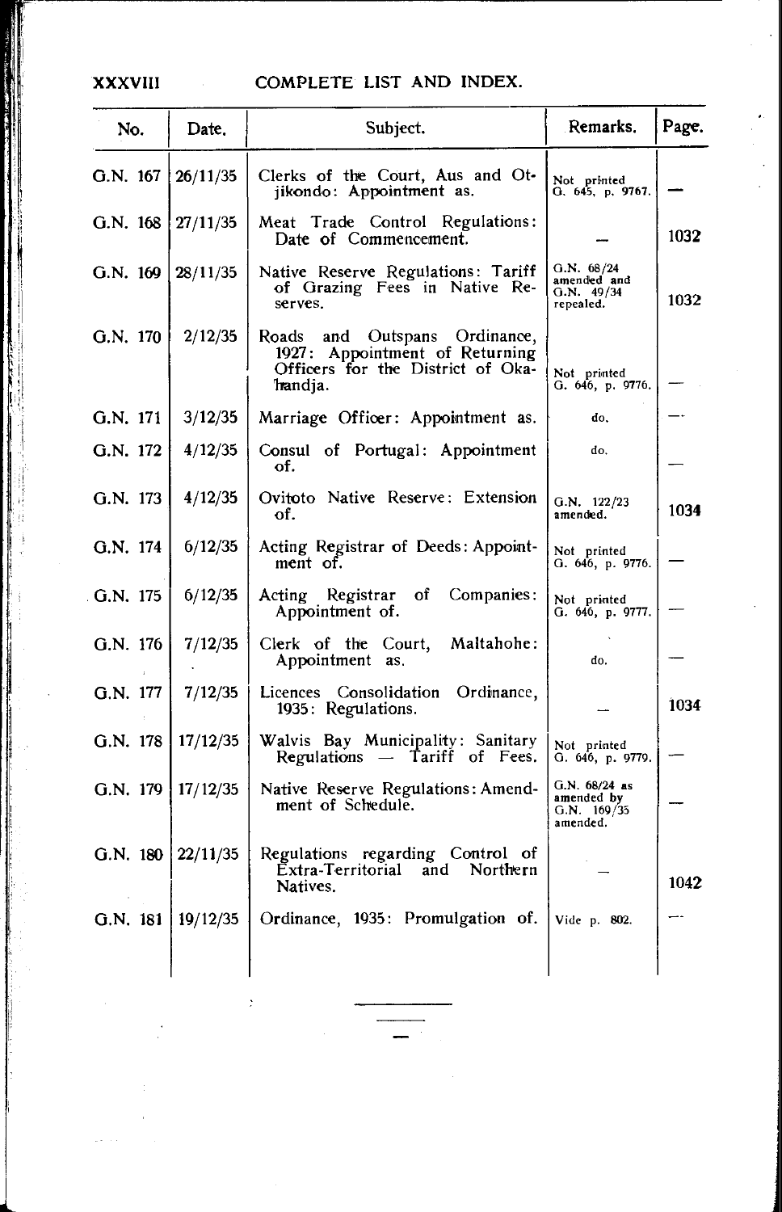| No. | Date. | Subject. | Remarks. | Page. |
|---|---|---|---|---|
| G.N. 167 | 26/11/35 | Clerks of the Court, Aus and Otjikondo: Appointment as. | Not printed G. 645, p. 9767. | — |
| G.N. 168 | 27/11/35 | Meat Trade Control Regulations: Date of Commencement. | — | 1032 |
| G.N. 169 | 28/11/35 | Native Reserve Regulations: Tariff of Grazing Fees in Native Reserves. | G.N. 68/24 amended and G.N. 49/34 repealed. | 1032 |
| G.N. 170 | 2/12/35 | Roads and Outspans Ordinance, 1927: Appointment of Returning Officers for the District of Okahandja. | Not printed G. 646, p. 9776. | — |
| G.N. 171 | 3/12/35 | Marriage Officer: Appointment as. | do. | — |
| G.N. 172 | 4/12/35 | Consul of Portugal: Appointment of. | do. | — |
| G.N. 173 | 4/12/35 | Ovitoto Native Reserve: Extension of. | G.N. 122/23 amended. | 1034 |
| G.N. 174 | 6/12/35 | Acting Registrar of Deeds: Appointment of. | Not printed G. 646, p. 9776. | — |
| G.N. 175 | 6/12/35 | Acting Registrar of Companies: Appointment of. | Not printed G. 646, p. 9777. | — |
| G.N. 176 | 7/12/35 | Clerk of the Court, Maltahohe: Appointment as. | do. | — |
| G.N. 177 | 7/12/35 | Licences Consolidation Ordinance, 1935: Regulations. | — | 1034 |
| G.N. 178 | 17/12/35 | Walvis Bay Municipality: Sanitary Regulations — Tariff of Fees. | Not printed G. 646, p. 9779. | — |
| G.N. 179 | 17/12/35 | Native Reserve Regulations: Amendment of Schedule. | G.N. 68/24 as amended by G.N. 169/35 amended. | — |
| G.N. 180 | 22/11/35 | Regulations regarding Control of Extra-Territorial and Northern Natives. | — | 1042 |
| G.N. 181 | 19/12/35 | Ordinance, 1935: Promulgation of. | Vide p. 802. | — |